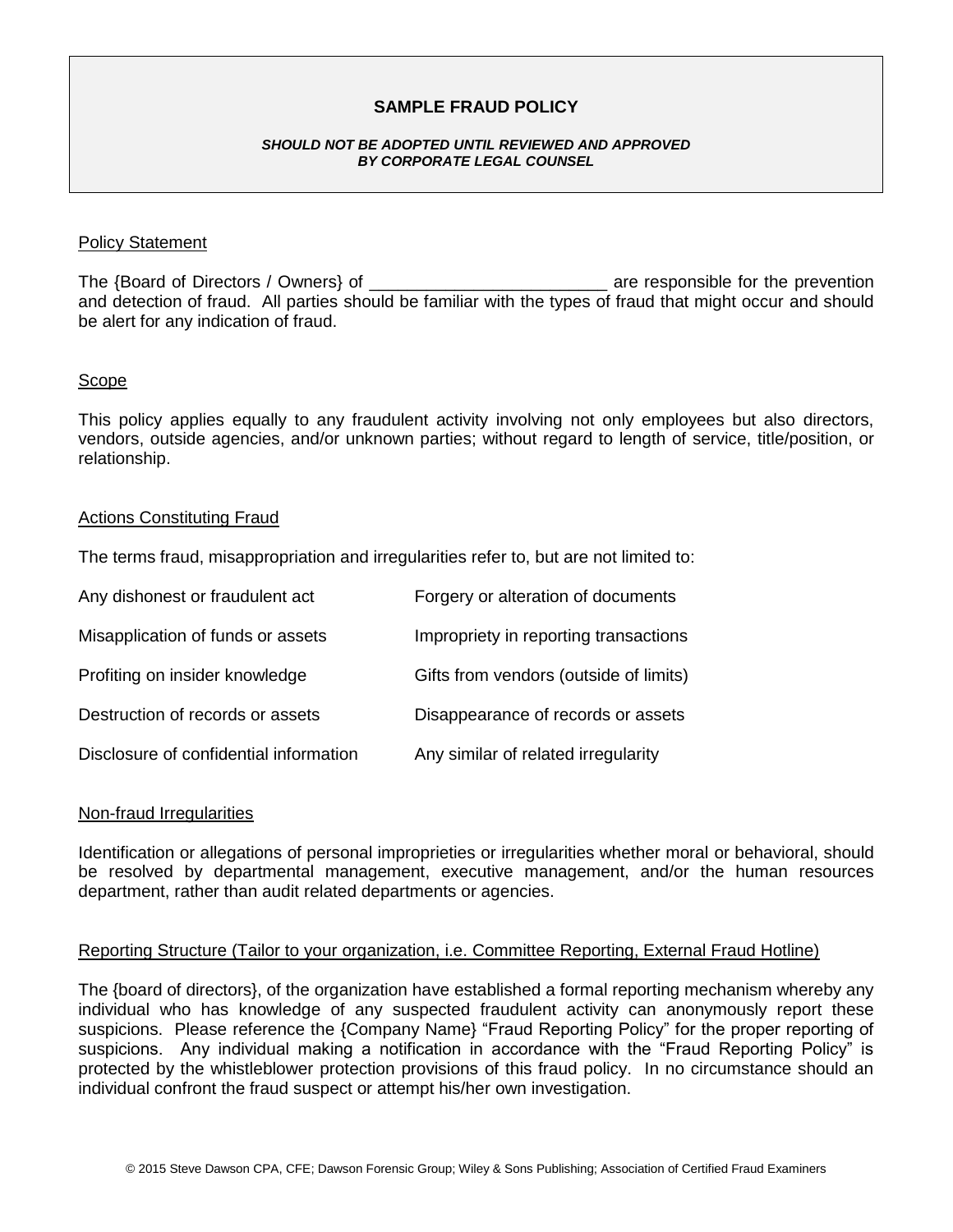**SAMPLE FRAUD POLICY**

***SHOULD NOT BE ADOPTED UNTIL REVIEWED AND APPROVED BY CORPORATE LEGAL COUNSEL***

## Policy Statement

The {Board of Directors / Owners} of _________________________ are responsible for the prevention and detection of fraud. All parties should be familiar with the types of fraud that might occur and should be alert for any indication of fraud.

## Scope

This policy applies equally to any fraudulent activity involving not only employees but also directors, vendors, outside agencies, and/or unknown parties; without regard to length of service, title/position, or relationship.

## Actions Constituting Fraud

The terms fraud, misappropriation and irregularities refer to, but are not limited to:

| | |
|---|---|
| Any dishonest or fraudulent act | Forgery or alteration of documents |
| Misapplication of funds or assets | Impropriety in reporting transactions |
| Profiting on insider knowledge | Gifts from vendors (outside of limits) |
| Destruction of records or assets | Disappearance of records or assets |
| Disclosure of confidential information | Any similar of related irregularity |

## Non-fraud Irregularities

Identification or allegations of personal improprieties or irregularities whether moral or behavioral, should be resolved by departmental management, executive management, and/or the human resources department, rather than audit related departments or agencies.

## Reporting Structure (Tailor to your organization, i.e. Committee Reporting, External Fraud Hotline)

The {board of directors}, of the organization have established a formal reporting mechanism whereby any individual who has knowledge of any suspected fraudulent activity can anonymously report these suspicions. Please reference the {Company Name} "Fraud Reporting Policy" for the proper reporting of suspicions. Any individual making a notification in accordance with the "Fraud Reporting Policy" is protected by the whistleblower protection provisions of this fraud policy. In no circumstance should an individual confront the fraud suspect or attempt his/her own investigation.

© 2015 Steve Dawson CPA, CFE; Dawson Forensic Group; Wiley & Sons Publishing; Association of Certified Fraud Examiners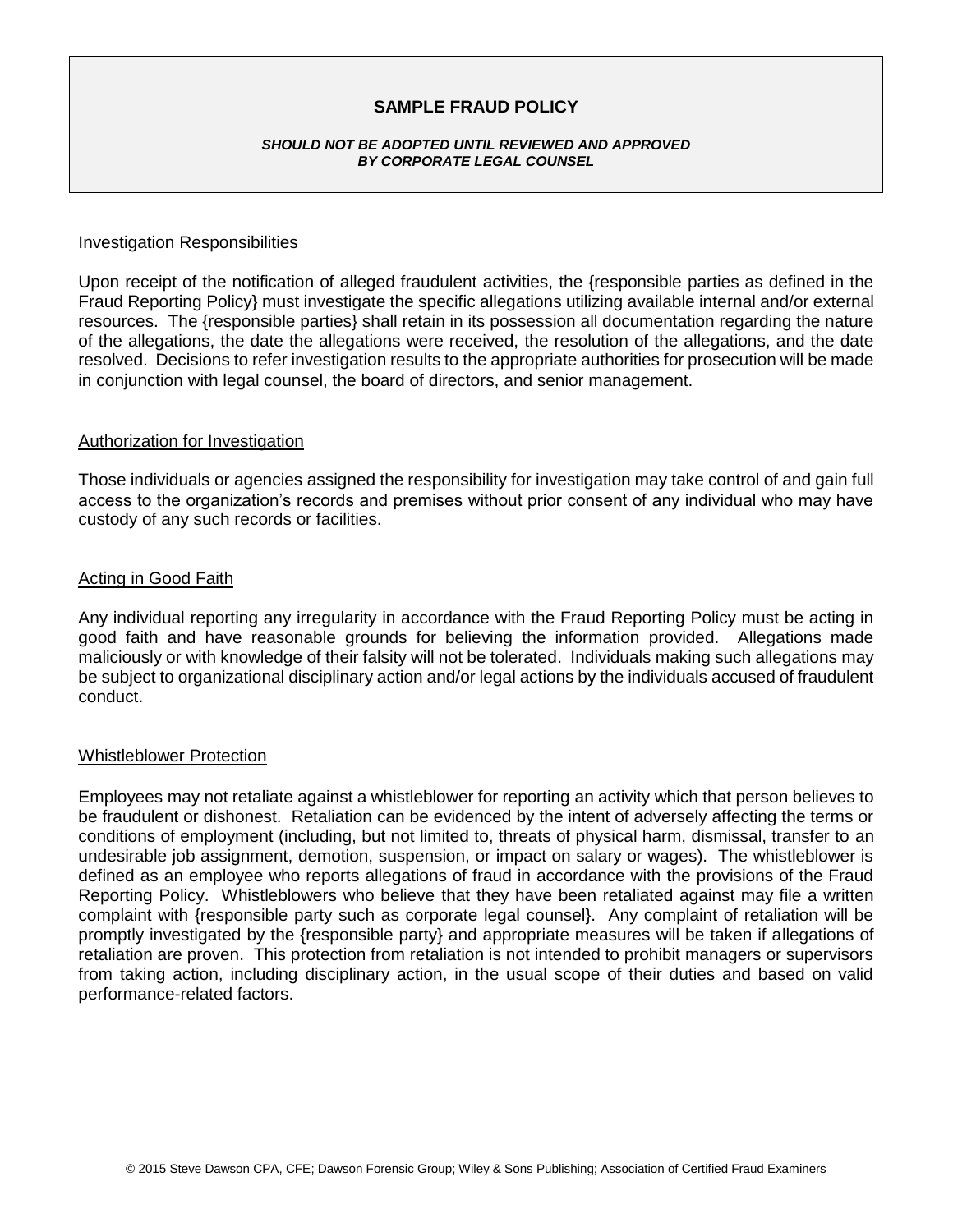**SAMPLE FRAUD POLICY**

***SHOULD NOT BE ADOPTED UNTIL REVIEWED AND APPROVED BY CORPORATE LEGAL COUNSEL***

## Investigation Responsibilities

Upon receipt of the notification of alleged fraudulent activities, the {responsible parties as defined in the Fraud Reporting Policy} must investigate the specific allegations utilizing available internal and/or external resources. The {responsible parties} shall retain in its possession all documentation regarding the nature of the allegations, the date the allegations were received, the resolution of the allegations, and the date resolved. Decisions to refer investigation results to the appropriate authorities for prosecution will be made in conjunction with legal counsel, the board of directors, and senior management.

## Authorization for Investigation

Those individuals or agencies assigned the responsibility for investigation may take control of and gain full access to the organization's records and premises without prior consent of any individual who may have custody of any such records or facilities.

## Acting in Good Faith

Any individual reporting any irregularity in accordance with the Fraud Reporting Policy must be acting in good faith and have reasonable grounds for believing the information provided. Allegations made maliciously or with knowledge of their falsity will not be tolerated. Individuals making such allegations may be subject to organizational disciplinary action and/or legal actions by the individuals accused of fraudulent conduct.

## Whistleblower Protection

Employees may not retaliate against a whistleblower for reporting an activity which that person believes to be fraudulent or dishonest. Retaliation can be evidenced by the intent of adversely affecting the terms or conditions of employment (including, but not limited to, threats of physical harm, dismissal, transfer to an undesirable job assignment, demotion, suspension, or impact on salary or wages). The whistleblower is defined as an employee who reports allegations of fraud in accordance with the provisions of the Fraud Reporting Policy. Whistleblowers who believe that they have been retaliated against may file a written complaint with {responsible party such as corporate legal counsel}. Any complaint of retaliation will be promptly investigated by the {responsible party} and appropriate measures will be taken if allegations of retaliation are proven. This protection from retaliation is not intended to prohibit managers or supervisors from taking action, including disciplinary action, in the usual scope of their duties and based on valid performance-related factors.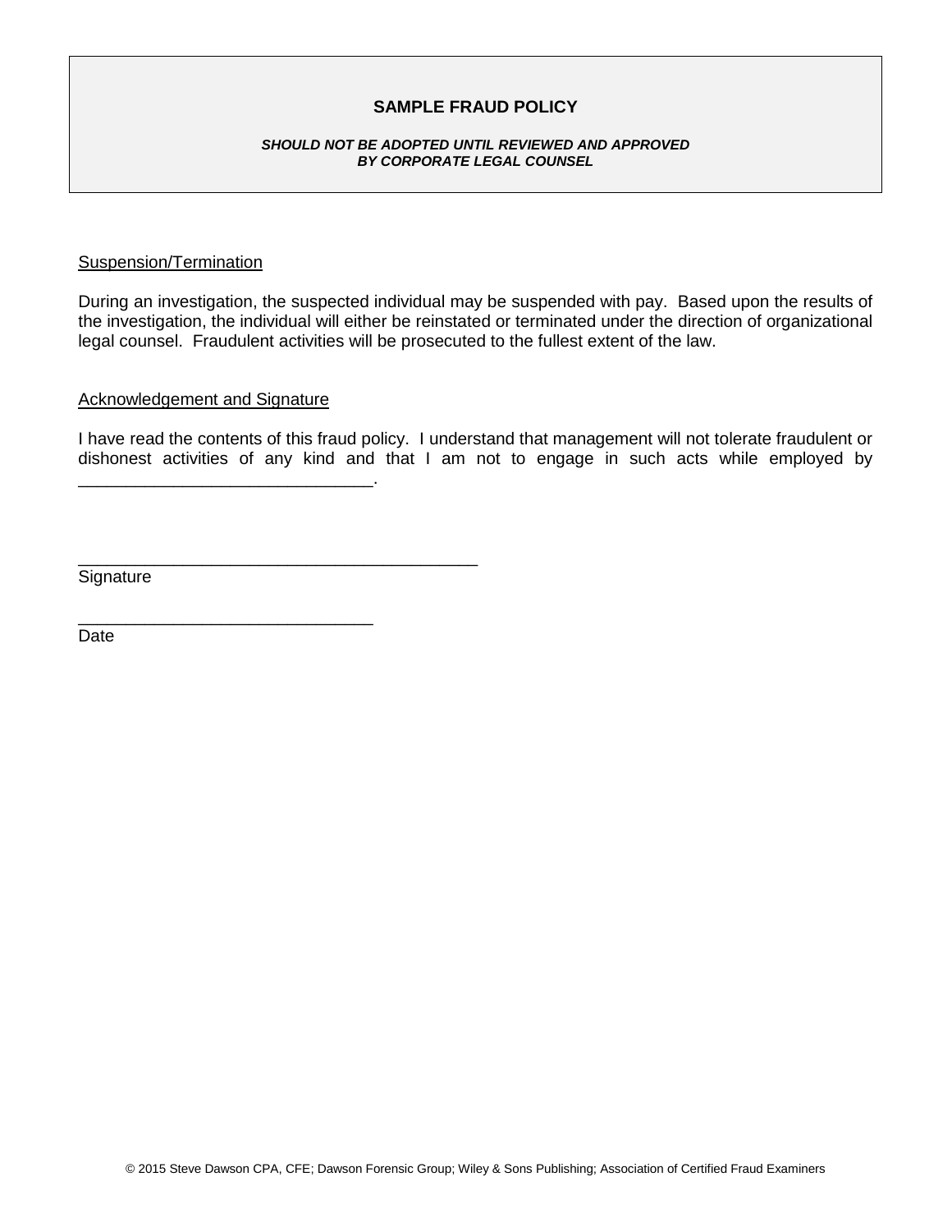**SAMPLE FRAUD POLICY**

***SHOULD NOT BE ADOPTED UNTIL REVIEWED AND APPROVED BY CORPORATE LEGAL COUNSEL***

Suspension/Termination

During an investigation, the suspected individual may be suspended with pay. Based upon the results of the investigation, the individual will either be reinstated or terminated under the direction of organizational legal counsel. Fraudulent activities will be prosecuted to the fullest extent of the law.

Acknowledgement and Signature

I have read the contents of this fraud policy. I understand that management will not tolerate fraudulent or dishonest activities of any kind and that I am not to engage in such acts while employed by _______________________________.

__________________________________________
Signature

_______________________________
Date